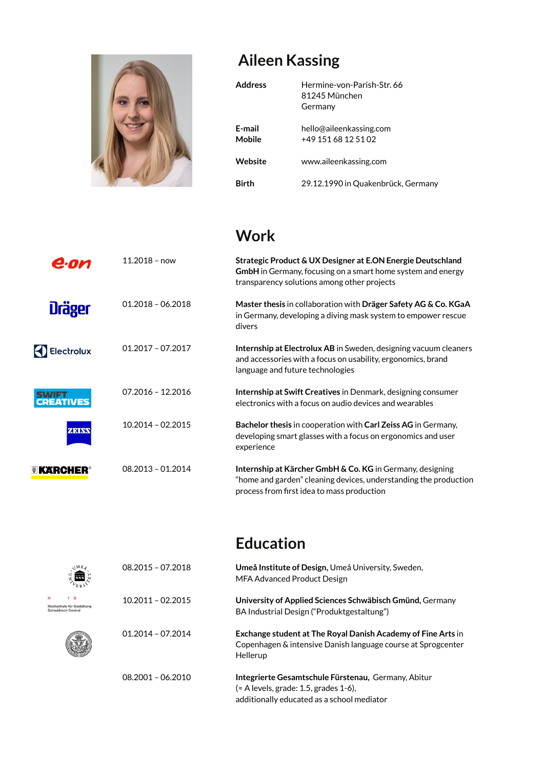# Aileen Kassing

**Address** Hermine-von-Parish-Str. 66
81245 München
Germany

**E-mail** hello@aileenkassing.com
**Mobile** +49 151 68 12 51 02

**Website** www.aileenkassing.com

**Birth** 29.12.1990 in Quakenbrück, Germany

## Work

11.2018 – now
**Strategic Product & UX Designer at E.ON Energie Deutschland GmbH** in Germany, focusing on a smart home system and energy transparency solutions among other projects

01.2018 – 06.2018
**Master thesis** in collaboration with **Dräger Safety AG & Co. KGaA** in Germany, developing a diving mask system to empower rescue divers

01.2017 – 07.2017
**Internship at Electrolux AB** in Sweden, designing vacuum cleaners and accessories with a focus on usability, ergonomics, brand language and future technologies

07.2016 – 12.2016
**Internship at Swift Creatives** in Denmark, designing consumer electronics with a focus on audio devices and wearables

10.2014 – 02.2015
**Bachelor thesis** in cooperation with **Carl Zeiss AG** in Germany, developing smart glasses with a focus on ergonomics and user experience

08.2013 – 01.2014
**Internship at Kärcher GmbH & Co. KG** in Germany, designing “home and garden” cleaning devices, understanding the production process from first idea to mass production

## Education

08.2015 – 07.2018
**Umeå Institute of Design,** Umeå University, Sweden,
MFA Advanced Product Design

10.2011 – 02.2015
**University of Applied Sciences Schwäbisch Gmünd,** Germany
BA Industrial Design (“Produktgestaltung”)

01.2014 – 07.2014
**Exchange student at The Royal Danish Academy of Fine Arts** in Copenhagen & intensive Danish language course at Sprogcenter Hellerup

08.2001 – 06.2010
**Integrierte Gesamtschule Fürstenau,** Germany, Abitur
(≈ A levels, grade: 1.5, grades 1-6),
additionally educated as a school mediator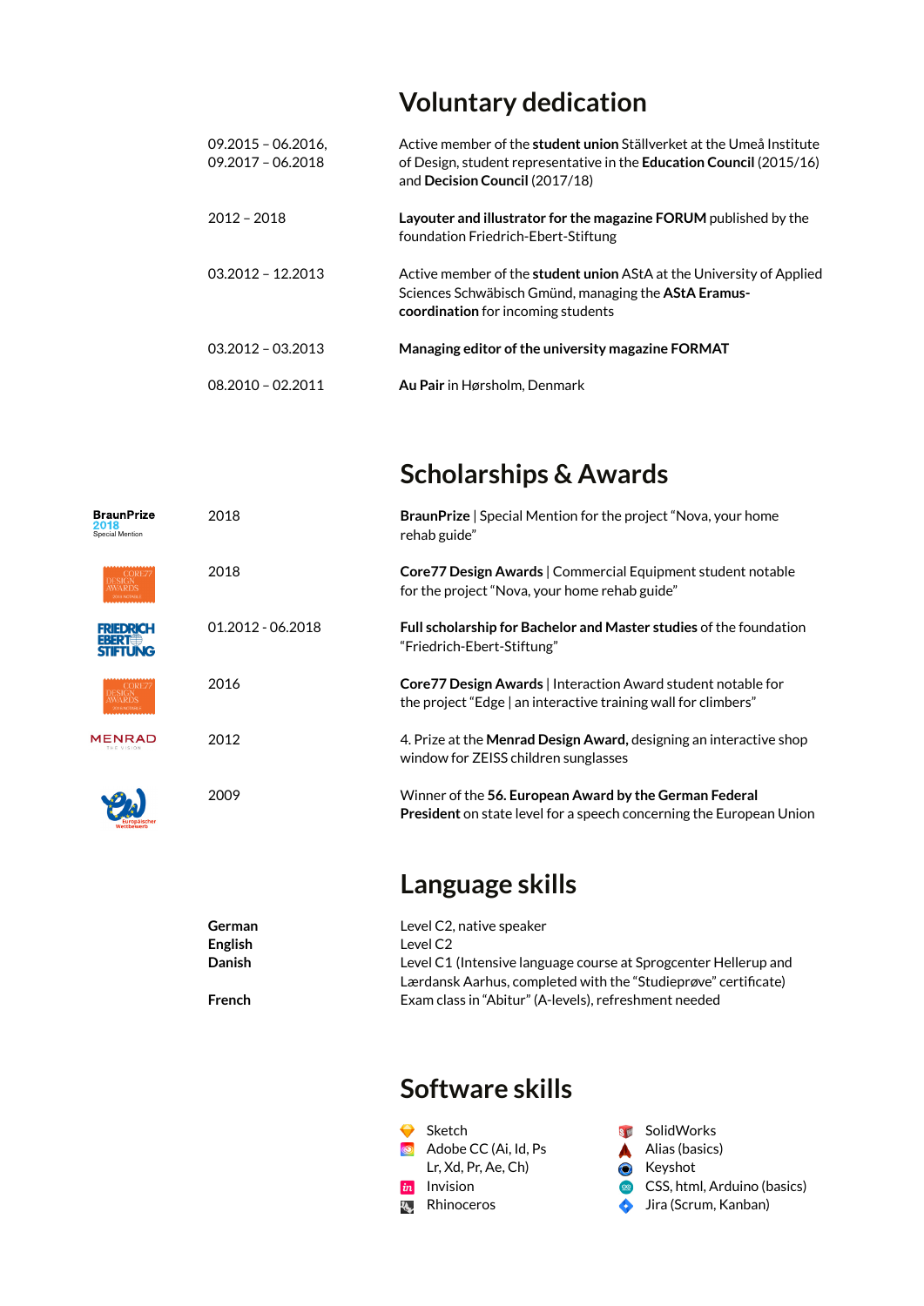## Voluntary dedication

| | |
|---|---|
| 09.2015 – 06.2016, 09.2017 – 06.2018 | Active member of the **student union** Ställverket at the Umeå Institute of Design, student representative in the **Education Council** (2015/16) and **Decision Council** (2017/18) |
| 2012 – 2018 | **Layouter and illustrator for the magazine FORUM** published by the foundation Friedrich-Ebert-Stiftung |
| 03.2012 – 12.2013 | Active member of the **student union** AStA at the University of Applied Sciences Schwäbisch Gmünd, managing the **AStA Eramus-coordination** for incoming students |
| 03.2012 – 03.2013 | **Managing editor of the university magazine FORMAT** |
| 08.2010 – 02.2011 | **Au Pair** in Hørsholm, Denmark |

## Scholarships & Awards

| | | |
|---|---|---|
| BraunPrize 2018 Special Mention | 2018 | **BraunPrize** \| Special Mention for the project "Nova, your home rehab guide" |
| Core77 Design Awards | 2018 | **Core77 Design Awards** \| Commercial Equipment student notable for the project "Nova, your home rehab guide" |
| Friedrich Ebert Stiftung | 01.2012 - 06.2018 | **Full scholarship for Bachelor and Master studies** of the foundation "Friedrich-Ebert-Stiftung" |
| Core77 Design Awards | 2016 | **Core77 Design Awards** \| Interaction Award student notable for the project "Edge \| an interactive training wall for climbers" |
| MENRAD | 2012 | 4. Prize at the **Menrad Design Award,** designing an interactive shop window for ZEISS children sunglasses |
| Europäischer Wettbewerb | 2009 | Winner of the **56. European Award by the German Federal President** on state level for a speech concerning the European Union |

## Language skills

| | |
|---|---|
| **German** | Level C2, native speaker |
| **English** | Level C2 |
| **Danish** | Level C1 (Intensive language course at Sprogcenter Hellerup and Lærdansk Aarhus, completed with the "Studieprøve" certificate) |
| **French** | Exam class in "Abitur" (A-levels), refreshment needed |

## Software skills

- Sketch
- Adobe CC (Ai, Id, Ps Lr, Xd, Pr, Ae, Ch)
- Invision
- Rhinoceros
- SolidWorks
- Alias (basics)
- Keyshot
- CSS, html, Arduino (basics)
- Jira (Scrum, Kanban)